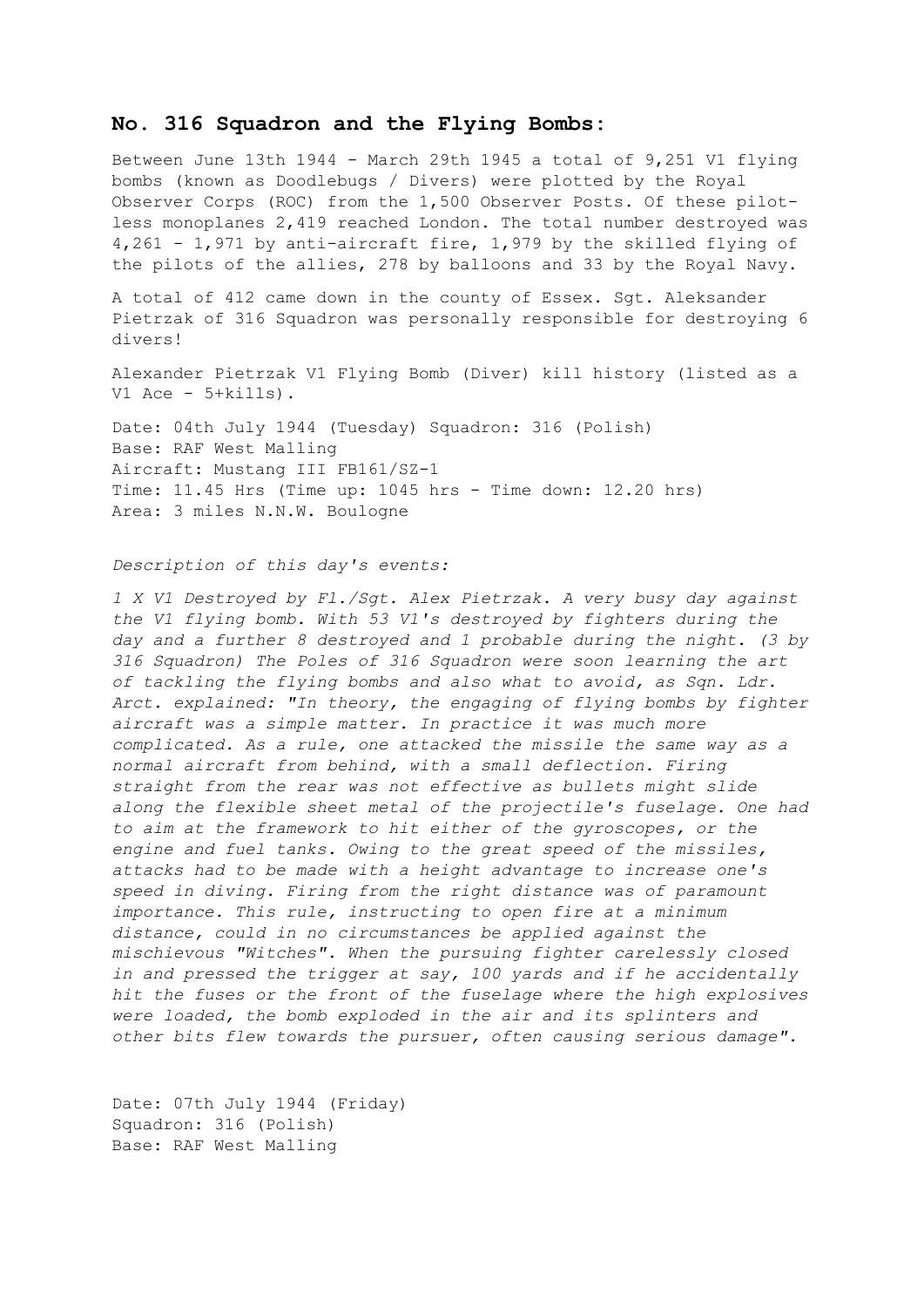## No. 316 Squadron and the Flying Bombs:

Between June 13th 1944 - March 29th 1945 a total of 9,251 V1 flying bombs (known as Doodlebugs / Divers) were plotted by the Royal Observer Corps (ROC) from the 1,500 Observer Posts. Of these pilot-less monoplanes 2,419 reached London. The total number destroyed was 4,261 - 1,971 by anti-aircraft fire, 1,979 by the skilled flying of the pilots of the allies, 278 by balloons and 33 by the Royal Navy.

A total of 412 came down in the county of Essex. Sgt. Aleksander Pietrzak of 316 Squadron was personally responsible for destroying 6 divers!

Alexander Pietrzak V1 Flying Bomb (Diver) kill history (listed as a V1 Ace - 5+kills).

Date: 04th July 1944 (Tuesday) Squadron: 316 (Polish)
Base: RAF West Malling
Aircraft: Mustang III FB161/SZ-1
Time: 11.45 Hrs (Time up: 1045 hrs - Time down: 12.20 hrs)
Area: 3 miles N.N.W. Boulogne

*Description of this day's events:*

*1 X V1 Destroyed by Fl./Sgt. Alex Pietrzak. A very busy day against the V1 flying bomb. With 53 V1's destroyed by fighters during the day and a further 8 destroyed and 1 probable during the night. (3 by 316 Squadron) The Poles of 316 Squadron were soon learning the art of tackling the flying bombs and also what to avoid, as Sqn. Ldr. Arct. explained: "In theory, the engaging of flying bombs by fighter aircraft was a simple matter. In practice it was much more complicated. As a rule, one attacked the missile the same way as a normal aircraft from behind, with a small deflection. Firing straight from the rear was not effective as bullets might slide along the flexible sheet metal of the projectile's fuselage. One had to aim at the framework to hit either of the gyroscopes, or the engine and fuel tanks. Owing to the great speed of the missiles, attacks had to be made with a height advantage to increase one's speed in diving. Firing from the right distance was of paramount importance. This rule, instructing to open fire at a minimum distance, could in no circumstances be applied against the mischievous "Witches". When the pursuing fighter carelessly closed in and pressed the trigger at say, 100 yards and if he accidentally hit the fuses or the front of the fuselage where the high explosives were loaded, the bomb exploded in the air and its splinters and other bits flew towards the pursuer, often causing serious damage".*

Date: 07th July 1944 (Friday)
Squadron: 316 (Polish)
Base: RAF West Malling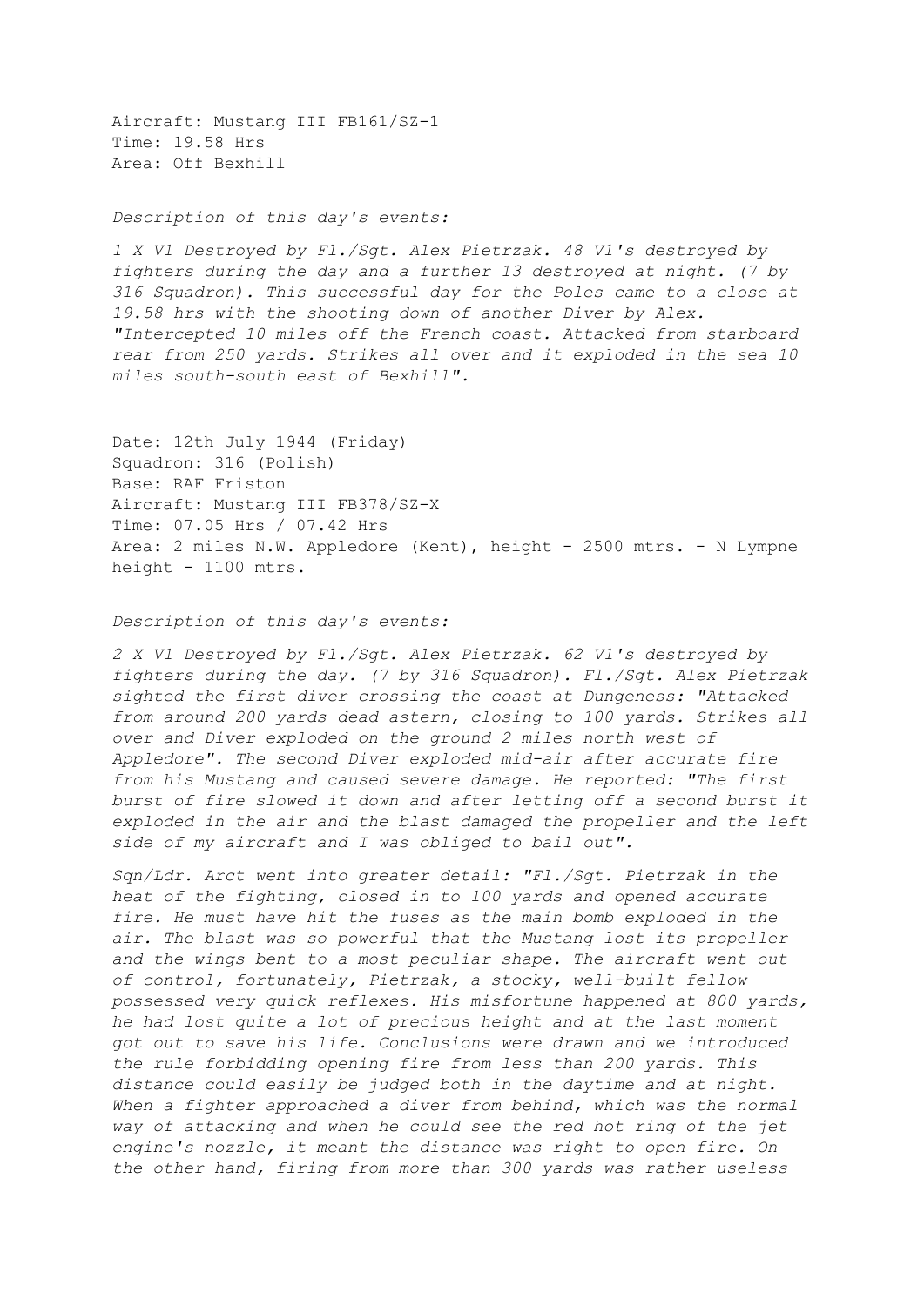Aircraft: Mustang III FB161/SZ-1
Time: 19.58 Hrs
Area: Off Bexhill

*Description of this day's events:*

*1 X V1 Destroyed by Fl./Sgt. Alex Pietrzak. 48 V1's destroyed by fighters during the day and a further 13 destroyed at night. (7 by 316 Squadron). This successful day for the Poles came to a close at 19.58 hrs with the shooting down of another Diver by Alex. "Intercepted 10 miles off the French coast. Attacked from starboard rear from 250 yards. Strikes all over and it exploded in the sea 10 miles south-south east of Bexhill".*

Date: 12th July 1944 (Friday)
Squadron: 316 (Polish)
Base: RAF Friston
Aircraft: Mustang III FB378/SZ-X
Time: 07.05 Hrs / 07.42 Hrs
Area: 2 miles N.W. Appledore (Kent), height - 2500 mtrs. - N Lympne height - 1100 mtrs.

*Description of this day's events:*

*2 X V1 Destroyed by Fl./Sgt. Alex Pietrzak. 62 V1's destroyed by fighters during the day. (7 by 316 Squadron). Fl./Sgt. Alex Pietrzak sighted the first diver crossing the coast at Dungeness: "Attacked from around 200 yards dead astern, closing to 100 yards. Strikes all over and Diver exploded on the ground 2 miles north west of Appledore". The second Diver exploded mid-air after accurate fire from his Mustang and caused severe damage. He reported: "The first burst of fire slowed it down and after letting off a second burst it exploded in the air and the blast damaged the propeller and the left side of my aircraft and I was obliged to bail out".*

*Sqn/Ldr. Arct went into greater detail: "Fl./Sgt. Pietrzak in the heat of the fighting, closed in to 100 yards and opened accurate fire. He must have hit the fuses as the main bomb exploded in the air. The blast was so powerful that the Mustang lost its propeller and the wings bent to a most peculiar shape. The aircraft went out of control, fortunately, Pietrzak, a stocky, well-built fellow possessed very quick reflexes. His misfortune happened at 800 yards, he had lost quite a lot of precious height and at the last moment got out to save his life. Conclusions were drawn and we introduced the rule forbidding opening fire from less than 200 yards. This distance could easily be judged both in the daytime and at night. When a fighter approached a diver from behind, which was the normal way of attacking and when he could see the red hot ring of the jet engine's nozzle, it meant the distance was right to open fire. On the other hand, firing from more than 300 yards was rather useless*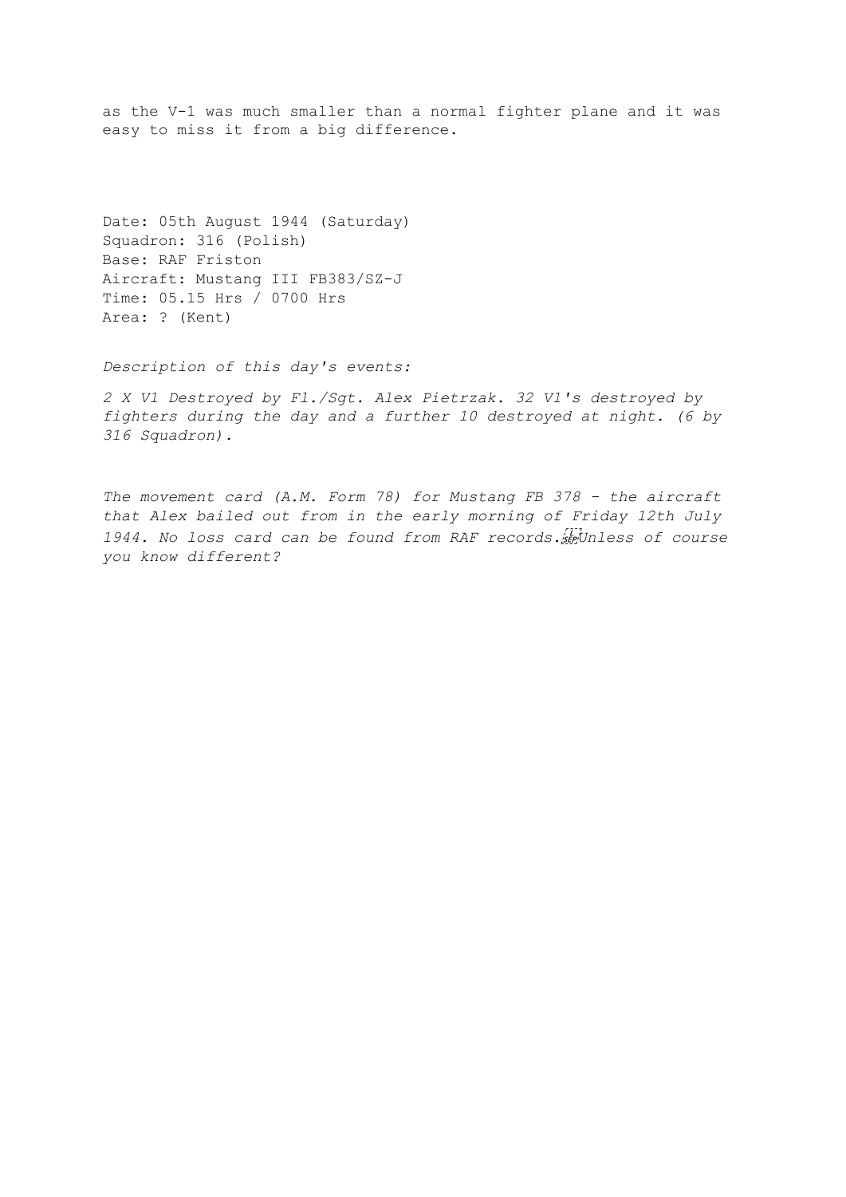as the V-1 was much smaller than a normal fighter plane and it was easy to miss it from a big difference.

Date: 05th August 1944 (Saturday)
Squadron: 316 (Polish)
Base: RAF Friston
Aircraft: Mustang III FB383/SZ-J
Time: 05.15 Hrs / 0700 Hrs
Area: ? (Kent)

*Description of this day's events:*

*2 X V1 Destroyed by Fl./Sgt. Alex Pietrzak. 32 V1's destroyed by fighters during the day and a further 10 destroyed at night. (6 by 316 Squadron).*

*The movement card (A.M. Form 78) for Mustang FB 378 - the aircraft that Alex bailed out from in the early morning of Friday 12th July 1944. No loss card can be found from RAF records. Unless of course you know different?*